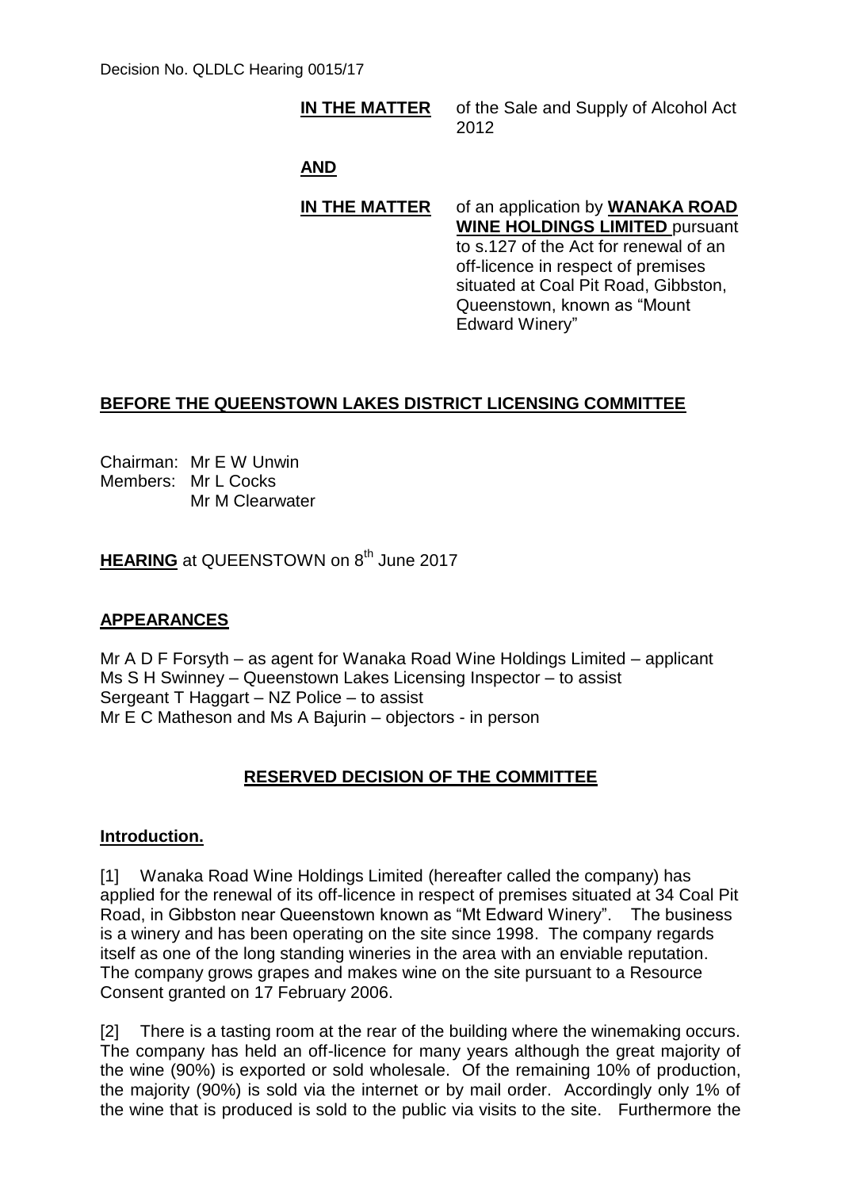Decision No. QLDLC Hearing 0015/17

**IN THE MATTER** of the Sale and Supply of Alcohol Act 2012

**AND**

**IN THE MATTER** of an application by **WANAKA ROAD WINE HOLDINGS LIMITED** pursuant to s.127 of the Act for renewal of an off-licence in respect of premises situated at Coal Pit Road, Gibbston, Queenstown, known as "Mount Edward Winery"

## BEFORE THE QUEENSTOWN LAKES DISTRICT LICENSING COMMITTEE

Chairman: Mr E W Unwin
Members: Mr L Cocks
Mr M Clearwater

**HEARING** at QUEENSTOWN on 8th June 2017

## APPEARANCES

Mr A D F Forsyth – as agent for Wanaka Road Wine Holdings Limited – applicant
Ms S H Swinney – Queenstown Lakes Licensing Inspector – to assist
Sergeant T Haggart – NZ Police – to assist
Mr E C Matheson and Ms A Bajurin – objectors - in person

## RESERVED DECISION OF THE COMMITTEE

### Introduction.

[1] Wanaka Road Wine Holdings Limited (hereafter called the company) has applied for the renewal of its off-licence in respect of premises situated at 34 Coal Pit Road, in Gibbston near Queenstown known as "Mt Edward Winery". The business is a winery and has been operating on the site since 1998. The company regards itself as one of the long standing wineries in the area with an enviable reputation. The company grows grapes and makes wine on the site pursuant to a Resource Consent granted on 17 February 2006.

[2] There is a tasting room at the rear of the building where the winemaking occurs. The company has held an off-licence for many years although the great majority of the wine (90%) is exported or sold wholesale. Of the remaining 10% of production, the majority (90%) is sold via the internet or by mail order. Accordingly only 1% of the wine that is produced is sold to the public via visits to the site. Furthermore the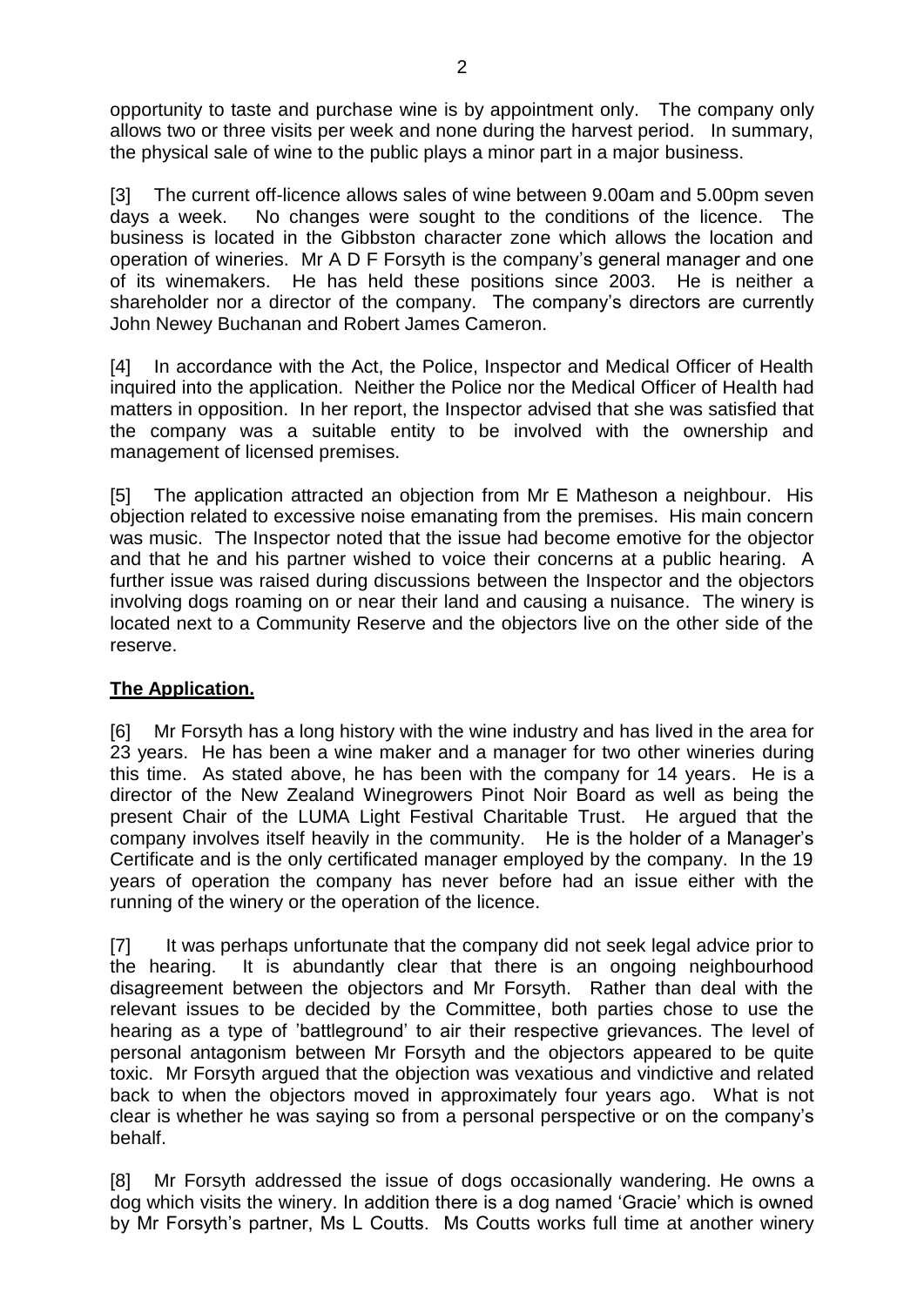opportunity to taste and purchase wine is by appointment only. The company only allows two or three visits per week and none during the harvest period. In summary, the physical sale of wine to the public plays a minor part in a major business.

[3] The current off-licence allows sales of wine between 9.00am and 5.00pm seven days a week. No changes were sought to the conditions of the licence. The business is located in the Gibbston character zone which allows the location and operation of wineries. Mr A D F Forsyth is the company's general manager and one of its winemakers. He has held these positions since 2003. He is neither a shareholder nor a director of the company. The company's directors are currently John Newey Buchanan and Robert James Cameron.

[4] In accordance with the Act, the Police, Inspector and Medical Officer of Health inquired into the application. Neither the Police nor the Medical Officer of Health had matters in opposition. In her report, the Inspector advised that she was satisfied that the company was a suitable entity to be involved with the ownership and management of licensed premises.

[5] The application attracted an objection from Mr E Matheson a neighbour. His objection related to excessive noise emanating from the premises. His main concern was music. The Inspector noted that the issue had become emotive for the objector and that he and his partner wished to voice their concerns at a public hearing. A further issue was raised during discussions between the Inspector and the objectors involving dogs roaming on or near their land and causing a nuisance. The winery is located next to a Community Reserve and the objectors live on the other side of the reserve.

## **The Application.**

[6] Mr Forsyth has a long history with the wine industry and has lived in the area for 23 years. He has been a wine maker and a manager for two other wineries during this time. As stated above, he has been with the company for 14 years. He is a director of the New Zealand Winegrowers Pinot Noir Board as well as being the present Chair of the LUMA Light Festival Charitable Trust. He argued that the company involves itself heavily in the community. He is the holder of a Manager's Certificate and is the only certificated manager employed by the company. In the 19 years of operation the company has never before had an issue either with the running of the winery or the operation of the licence.

[7] It was perhaps unfortunate that the company did not seek legal advice prior to the hearing. It is abundantly clear that there is an ongoing neighbourhood disagreement between the objectors and Mr Forsyth. Rather than deal with the relevant issues to be decided by the Committee, both parties chose to use the hearing as a type of 'battleground' to air their respective grievances. The level of personal antagonism between Mr Forsyth and the objectors appeared to be quite toxic. Mr Forsyth argued that the objection was vexatious and vindictive and related back to when the objectors moved in approximately four years ago. What is not clear is whether he was saying so from a personal perspective or on the company's behalf.

[8] Mr Forsyth addressed the issue of dogs occasionally wandering. He owns a dog which visits the winery. In addition there is a dog named 'Gracie' which is owned by Mr Forsyth's partner, Ms L Coutts. Ms Coutts works full time at another winery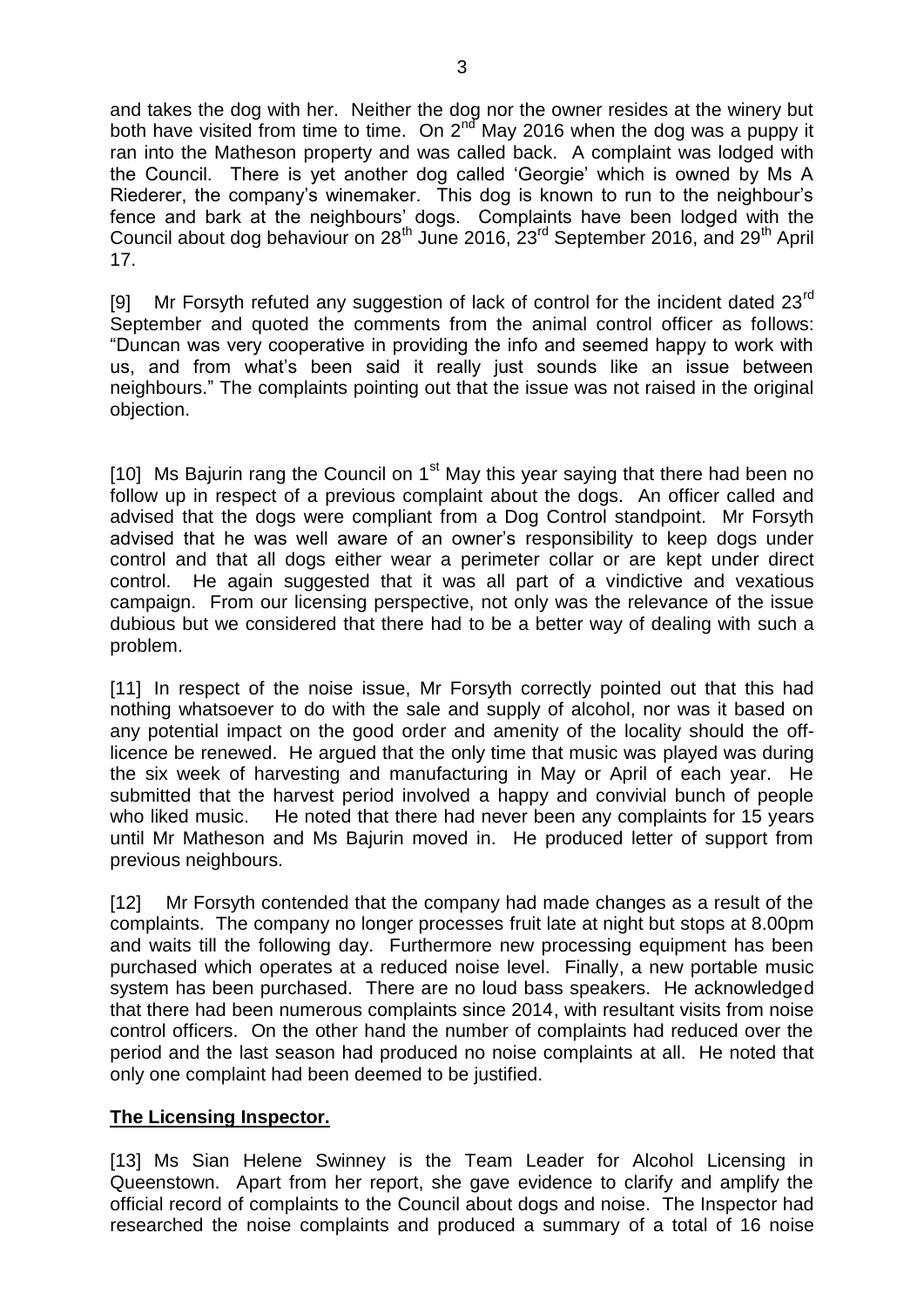and takes the dog with her. Neither the dog nor the owner resides at the winery but both have visited from time to time. On 2nd May 2016 when the dog was a puppy it ran into the Matheson property and was called back. A complaint was lodged with the Council. There is yet another dog called 'Georgie' which is owned by Ms A Riederer, the company's winemaker. This dog is known to run to the neighbour's fence and bark at the neighbours' dogs. Complaints have been lodged with the Council about dog behaviour on 28th June 2016, 23rd September 2016, and 29th April 17.

[9] Mr Forsyth refuted any suggestion of lack of control for the incident dated 23rd September and quoted the comments from the animal control officer as follows: "Duncan was very cooperative in providing the info and seemed happy to work with us, and from what's been said it really just sounds like an issue between neighbours." The complaints pointing out that the issue was not raised in the original objection.

[10] Ms Bajurin rang the Council on 1st May this year saying that there had been no follow up in respect of a previous complaint about the dogs. An officer called and advised that the dogs were compliant from a Dog Control standpoint. Mr Forsyth advised that he was well aware of an owner's responsibility to keep dogs under control and that all dogs either wear a perimeter collar or are kept under direct control. He again suggested that it was all part of a vindictive and vexatious campaign. From our licensing perspective, not only was the relevance of the issue dubious but we considered that there had to be a better way of dealing with such a problem.

[11] In respect of the noise issue, Mr Forsyth correctly pointed out that this had nothing whatsoever to do with the sale and supply of alcohol, nor was it based on any potential impact on the good order and amenity of the locality should the off-licence be renewed. He argued that the only time that music was played was during the six week of harvesting and manufacturing in May or April of each year. He submitted that the harvest period involved a happy and convivial bunch of people who liked music. He noted that there had never been any complaints for 15 years until Mr Matheson and Ms Bajurin moved in. He produced letter of support from previous neighbours.

[12] Mr Forsyth contended that the company had made changes as a result of the complaints. The company no longer processes fruit late at night but stops at 8.00pm and waits till the following day. Furthermore new processing equipment has been purchased which operates at a reduced noise level. Finally, a new portable music system has been purchased. There are no loud bass speakers. He acknowledged that there had been numerous complaints since 2014, with resultant visits from noise control officers. On the other hand the number of complaints had reduced over the period and the last season had produced no noise complaints at all. He noted that only one complaint had been deemed to be justified.

## **The Licensing Inspector.**

[13] Ms Sian Helene Swinney is the Team Leader for Alcohol Licensing in Queenstown. Apart from her report, she gave evidence to clarify and amplify the official record of complaints to the Council about dogs and noise. The Inspector had researched the noise complaints and produced a summary of a total of 16 noise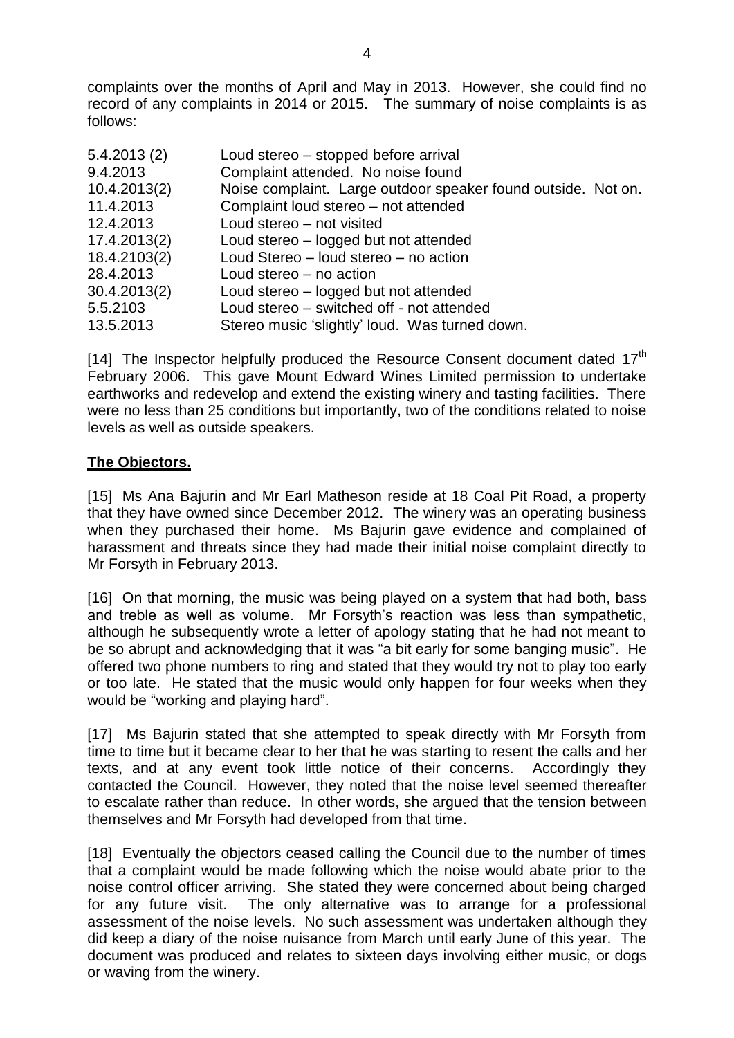complaints over the months of April and May in 2013. However, she could find no record of any complaints in 2014 or 2015. The summary of noise complaints is as follows:

| | |
|---|---|
| 5.4.2013 (2) | Loud stereo – stopped before arrival |
| 9.4.2013 | Complaint attended. No noise found |
| 10.4.2013(2) | Noise complaint. Large outdoor speaker found outside. Not on. |
| 11.4.2013 | Complaint loud stereo – not attended |
| 12.4.2013 | Loud stereo – not visited |
| 17.4.2013(2) | Loud stereo – logged but not attended |
| 18.4.2103(2) | Loud Stereo – loud stereo – no action |
| 28.4.2013 | Loud stereo – no action |
| 30.4.2013(2) | Loud stereo – logged but not attended |
| 5.5.2103 | Loud stereo – switched off - not attended |
| 13.5.2013 | Stereo music 'slightly' loud. Was turned down. |

[14] The Inspector helpfully produced the Resource Consent document dated 17th February 2006. This gave Mount Edward Wines Limited permission to undertake earthworks and redevelop and extend the existing winery and tasting facilities. There were no less than 25 conditions but importantly, two of the conditions related to noise levels as well as outside speakers.

**The Objectors.**

[15] Ms Ana Bajurin and Mr Earl Matheson reside at 18 Coal Pit Road, a property that they have owned since December 2012. The winery was an operating business when they purchased their home. Ms Bajurin gave evidence and complained of harassment and threats since they had made their initial noise complaint directly to Mr Forsyth in February 2013.

[16] On that morning, the music was being played on a system that had both, bass and treble as well as volume. Mr Forsyth's reaction was less than sympathetic, although he subsequently wrote a letter of apology stating that he had not meant to be so abrupt and acknowledging that it was "a bit early for some banging music". He offered two phone numbers to ring and stated that they would try not to play too early or too late. He stated that the music would only happen for four weeks when they would be "working and playing hard".

[17] Ms Bajurin stated that she attempted to speak directly with Mr Forsyth from time to time but it became clear to her that he was starting to resent the calls and her texts, and at any event took little notice of their concerns. Accordingly they contacted the Council. However, they noted that the noise level seemed thereafter to escalate rather than reduce. In other words, she argued that the tension between themselves and Mr Forsyth had developed from that time.

[18] Eventually the objectors ceased calling the Council due to the number of times that a complaint would be made following which the noise would abate prior to the noise control officer arriving. She stated they were concerned about being charged for any future visit. The only alternative was to arrange for a professional assessment of the noise levels. No such assessment was undertaken although they did keep a diary of the noise nuisance from March until early June of this year. The document was produced and relates to sixteen days involving either music, or dogs or waving from the winery.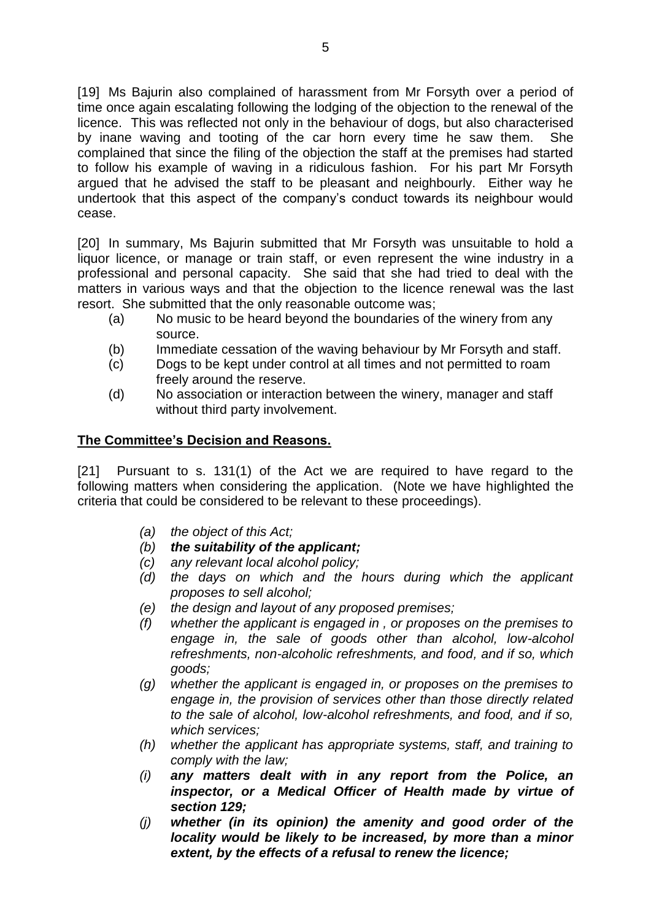[19] Ms Bajurin also complained of harassment from Mr Forsyth over a period of time once again escalating following the lodging of the objection to the renewal of the licence. This was reflected not only in the behaviour of dogs, but also characterised by inane waving and tooting of the car horn every time he saw them. She complained that since the filing of the objection the staff at the premises had started to follow his example of waving in a ridiculous fashion. For his part Mr Forsyth argued that he advised the staff to be pleasant and neighbourly. Either way he undertook that this aspect of the company's conduct towards its neighbour would cease.

[20] In summary, Ms Bajurin submitted that Mr Forsyth was unsuitable to hold a liquor licence, or manage or train staff, or even represent the wine industry in a professional and personal capacity. She said that she had tried to deal with the matters in various ways and that the objection to the licence renewal was the last resort. She submitted that the only reasonable outcome was;

(a) No music to be heard beyond the boundaries of the winery from any source.
(b) Immediate cessation of the waving behaviour by Mr Forsyth and staff.
(c) Dogs to be kept under control at all times and not permitted to roam freely around the reserve.
(d) No association or interaction between the winery, manager and staff without third party involvement.

## **The Committee's Decision and Reasons.**

[21] Pursuant to s. 131(1) of the Act we are required to have regard to the following matters when considering the application. (Note we have highlighted the criteria that could be considered to be relevant to these proceedings).

*(a) the object of this Act;*
***(b) the suitability of the applicant;***
*(c) any relevant local alcohol policy;*
*(d) the days on which and the hours during which the applicant proposes to sell alcohol;*
*(e) the design and layout of any proposed premises;*
*(f) whether the applicant is engaged in , or proposes on the premises to engage in, the sale of goods other than alcohol, low-alcohol refreshments, non-alcoholic refreshments, and food, and if so, which goods;*
*(g) whether the applicant is engaged in, or proposes on the premises to engage in, the provision of services other than those directly related to the sale of alcohol, low-alcohol refreshments, and food, and if so, which services;*
*(h) whether the applicant has appropriate systems, staff, and training to comply with the law;*
***(i) any matters dealt with in any report from the Police, an inspector, or a Medical Officer of Health made by virtue of section 129;***
***(j) whether (in its opinion) the amenity and good order of the locality would be likely to be increased, by more than a minor extent, by the effects of a refusal to renew the licence;***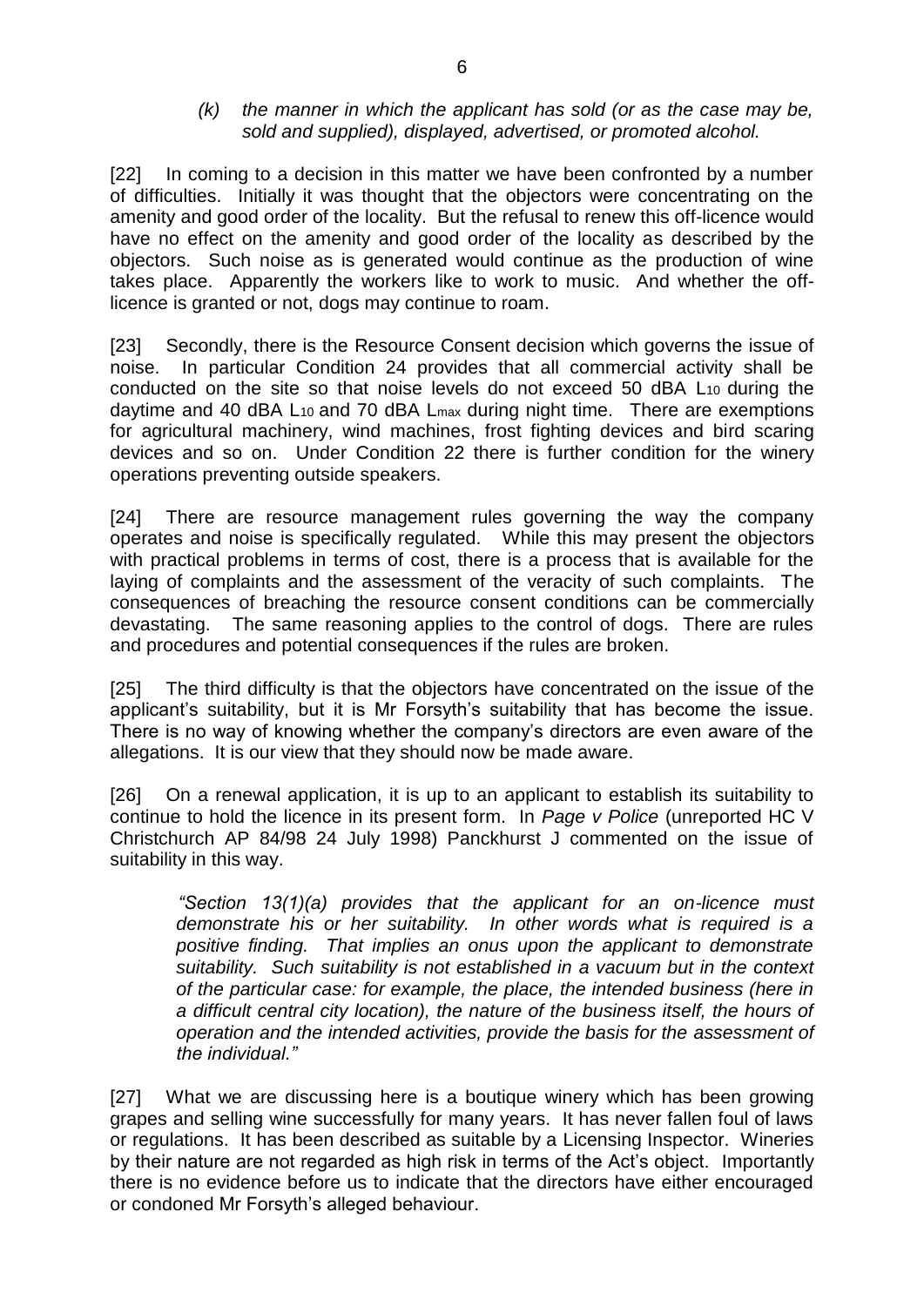> *(k) the manner in which the applicant has sold (or as the case may be, sold and supplied), displayed, advertised, or promoted alcohol.*

[22] In coming to a decision in this matter we have been confronted by a number of difficulties. Initially it was thought that the objectors were concentrating on the amenity and good order of the locality. But the refusal to renew this off-licence would have no effect on the amenity and good order of the locality as described by the objectors. Such noise as is generated would continue as the production of wine takes place. Apparently the workers like to work to music. And whether the off-licence is granted or not, dogs may continue to roam.

[23] Secondly, there is the Resource Consent decision which governs the issue of noise. In particular Condition 24 provides that all commercial activity shall be conducted on the site so that noise levels do not exceed 50 dBA $L_{10}$ during the daytime and 40 dBA $L_{10}$ and 70 dBA $L_{max}$ during night time. There are exemptions for agricultural machinery, wind machines, frost fighting devices and bird scaring devices and so on. Under Condition 22 there is further condition for the winery operations preventing outside speakers.

[24] There are resource management rules governing the way the company operates and noise is specifically regulated. While this may present the objectors with practical problems in terms of cost, there is a process that is available for the laying of complaints and the assessment of the veracity of such complaints. The consequences of breaching the resource consent conditions can be commercially devastating. The same reasoning applies to the control of dogs. There are rules and procedures and potential consequences if the rules are broken.

[25] The third difficulty is that the objectors have concentrated on the issue of the applicant's suitability, but it is Mr Forsyth's suitability that has become the issue. There is no way of knowing whether the company's directors are even aware of the allegations. It is our view that they should now be made aware.

[26] On a renewal application, it is up to an applicant to establish its suitability to continue to hold the licence in its present form. In *Page v Police* (unreported HC V Christchurch AP 84/98 24 July 1998) Panckhurst J commented on the issue of suitability in this way.

> *"Section 13(1)(a) provides that the applicant for an on-licence must demonstrate his or her suitability. In other words what is required is a positive finding. That implies an onus upon the applicant to demonstrate suitability. Such suitability is not established in a vacuum but in the context of the particular case: for example, the place, the intended business (here in a difficult central city location), the nature of the business itself, the hours of operation and the intended activities, provide the basis for the assessment of the individual."*

[27] What we are discussing here is a boutique winery which has been growing grapes and selling wine successfully for many years. It has never fallen foul of laws or regulations. It has been described as suitable by a Licensing Inspector. Wineries by their nature are not regarded as high risk in terms of the Act's object. Importantly there is no evidence before us to indicate that the directors have either encouraged or condoned Mr Forsyth's alleged behaviour.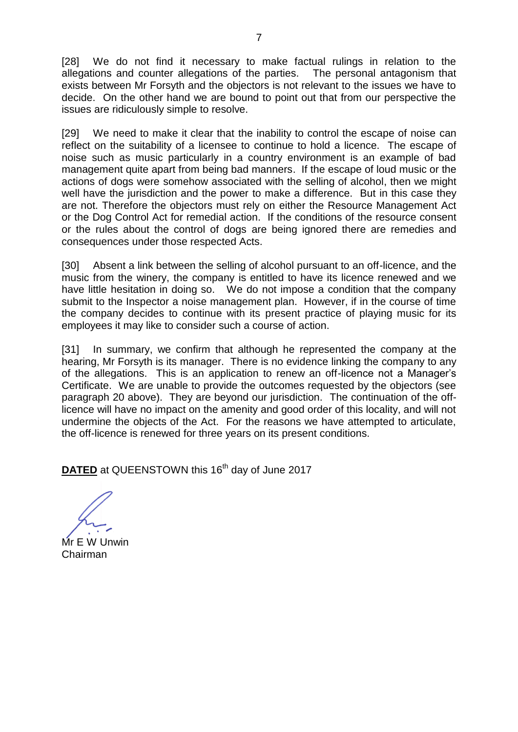[28] We do not find it necessary to make factual rulings in relation to the allegations and counter allegations of the parties. The personal antagonism that exists between Mr Forsyth and the objectors is not relevant to the issues we have to decide. On the other hand we are bound to point out that from our perspective the issues are ridiculously simple to resolve.

[29] We need to make it clear that the inability to control the escape of noise can reflect on the suitability of a licensee to continue to hold a licence. The escape of noise such as music particularly in a country environment is an example of bad management quite apart from being bad manners. If the escape of loud music or the actions of dogs were somehow associated with the selling of alcohol, then we might well have the jurisdiction and the power to make a difference. But in this case they are not. Therefore the objectors must rely on either the Resource Management Act or the Dog Control Act for remedial action. If the conditions of the resource consent or the rules about the control of dogs are being ignored there are remedies and consequences under those respected Acts.

[30] Absent a link between the selling of alcohol pursuant to an off-licence, and the music from the winery, the company is entitled to have its licence renewed and we have little hesitation in doing so. We do not impose a condition that the company submit to the Inspector a noise management plan. However, if in the course of time the company decides to continue with its present practice of playing music for its employees it may like to consider such a course of action.

[31] In summary, we confirm that although he represented the company at the hearing, Mr Forsyth is its manager. There is no evidence linking the company to any of the allegations. This is an application to renew an off-licence not a Manager's Certificate. We are unable to provide the outcomes requested by the objectors (see paragraph 20 above). They are beyond our jurisdiction. The continuation of the off-licence will have no impact on the amenity and good order of this locality, and will not undermine the objects of the Act. For the reasons we have attempted to articulate, the off-licence is renewed for three years on its present conditions.

**DATED** at QUEENSTOWN this 16th day of June 2017

Mr E W Unwin
Chairman